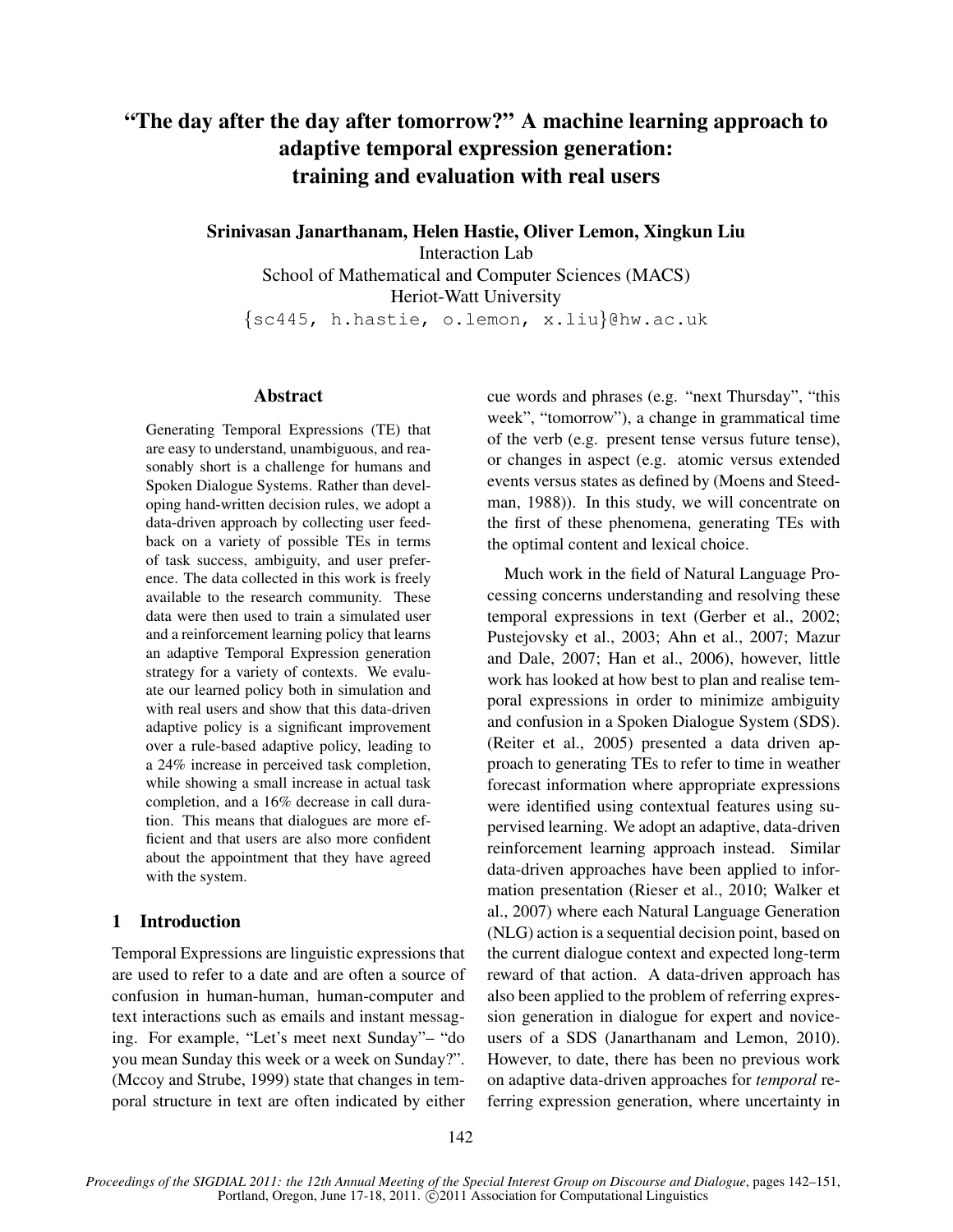# "The day after the day after tomorrow?" A machine learning approach to adaptive temporal expression generation: training and evaluation with real users

**Srinivasan Janarthanam, Helen Hastie, Oliver Lemon, Xingkun Liu**

Interaction Lab
School of Mathematical and Computer Sciences (MACS)
Heriot-Watt University
{sc445, h.hastie, o.lemon, x.liu}@hw.ac.uk

## Abstract

Generating Temporal Expressions (TE) that are easy to understand, unambiguous, and reasonably short is a challenge for humans and Spoken Dialogue Systems. Rather than developing hand-written decision rules, we adopt a data-driven approach by collecting user feedback on a variety of possible TEs in terms of task success, ambiguity, and user preference. The data collected in this work is freely available to the research community. These data were then used to train a simulated user and a reinforcement learning policy that learns an adaptive Temporal Expression generation strategy for a variety of contexts. We evaluate our learned policy both in simulation and with real users and show that this data-driven adaptive policy is a significant improvement over a rule-based adaptive policy, leading to a 24% increase in perceived task completion, while showing a small increase in actual task completion, and a 16% decrease in call duration. This means that dialogues are more efficient and that users are also more confident about the appointment that they have agreed with the system.

## 1 Introduction

Temporal Expressions are linguistic expressions that are used to refer to a date and are often a source of confusion in human-human, human-computer and text interactions such as emails and instant messaging. For example, "Let's meet next Sunday"– "do you mean Sunday this week or a week on Sunday?". (Mccoy and Strube, 1999) state that changes in temporal structure in text are often indicated by either cue words and phrases (e.g. "next Thursday", "this week", "tomorrow"), a change in grammatical time of the verb (e.g. present tense versus future tense), or changes in aspect (e.g. atomic versus extended events versus states as defined by (Moens and Steedman, 1988)). In this study, we will concentrate on the first of these phenomena, generating TEs with the optimal content and lexical choice.

Much work in the field of Natural Language Processing concerns understanding and resolving these temporal expressions in text (Gerber et al., 2002; Pustejovsky et al., 2003; Ahn et al., 2007; Mazur and Dale, 2007; Han et al., 2006), however, little work has looked at how best to plan and realise temporal expressions in order to minimize ambiguity and confusion in a Spoken Dialogue System (SDS). (Reiter et al., 2005) presented a data driven approach to generating TEs to refer to time in weather forecast information where appropriate expressions were identified using contextual features using supervised learning. We adopt an adaptive, data-driven reinforcement learning approach instead. Similar data-driven approaches have been applied to information presentation (Rieser et al., 2010; Walker et al., 2007) where each Natural Language Generation (NLG) action is a sequential decision point, based on the current dialogue context and expected long-term reward of that action. A data-driven approach has also been applied to the problem of referring expression generation in dialogue for expert and novice-users of a SDS (Janarthanam and Lemon, 2010). However, to date, there has been no previous work on adaptive data-driven approaches for *temporal* referring expression generation, where uncertainty in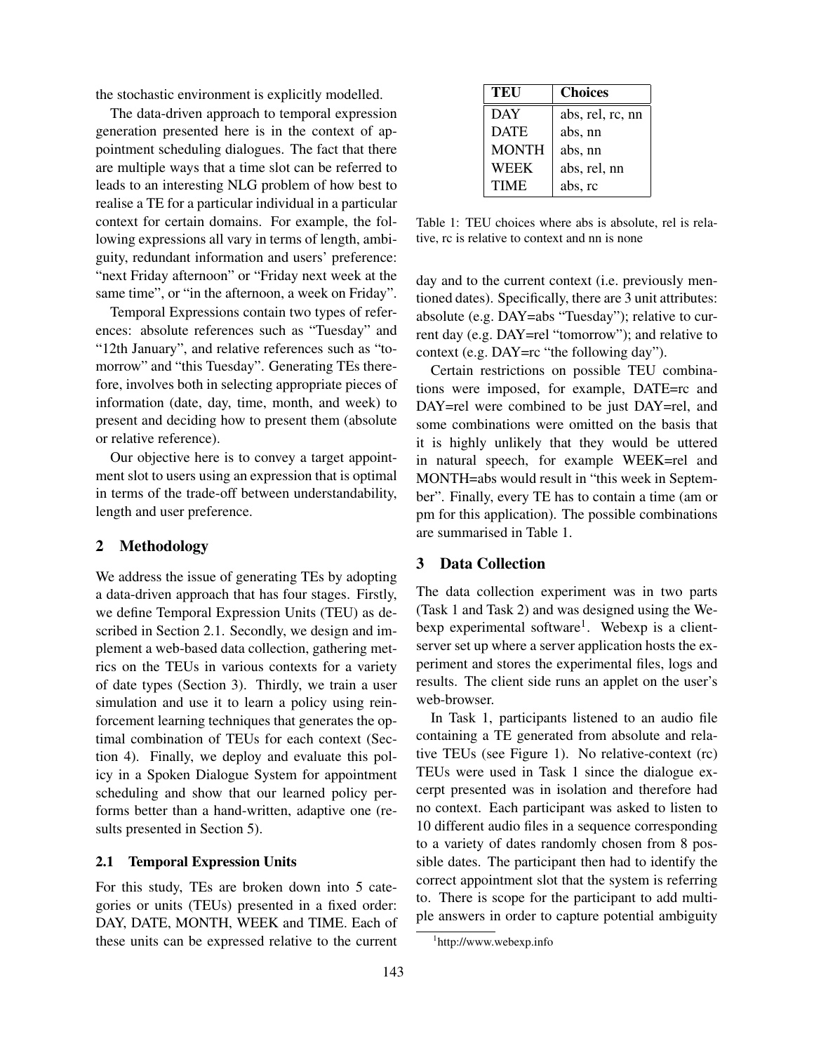the stochastic environment is explicitly modelled.

The data-driven approach to temporal expression generation presented here is in the context of appointment scheduling dialogues. The fact that there are multiple ways that a time slot can be referred to leads to an interesting NLG problem of how best to realise a TE for a particular individual in a particular context for certain domains. For example, the following expressions all vary in terms of length, ambiguity, redundant information and users' preference: "next Friday afternoon" or "Friday next week at the same time", or "in the afternoon, a week on Friday".

Temporal Expressions contain two types of references: absolute references such as "Tuesday" and "12th January", and relative references such as "tomorrow" and "this Tuesday". Generating TEs therefore, involves both in selecting appropriate pieces of information (date, day, time, month, and week) to present and deciding how to present them (absolute or relative reference).

Our objective here is to convey a target appointment slot to users using an expression that is optimal in terms of the trade-off between understandability, length and user preference.

## 2 Methodology

We address the issue of generating TEs by adopting a data-driven approach that has four stages. Firstly, we define Temporal Expression Units (TEU) as described in Section 2.1. Secondly, we design and implement a web-based data collection, gathering metrics on the TEUs in various contexts for a variety of date types (Section 3). Thirdly, we train a user simulation and use it to learn a policy using reinforcement learning techniques that generates the optimal combination of TEUs for each context (Section 4). Finally, we deploy and evaluate this policy in a Spoken Dialogue System for appointment scheduling and show that our learned policy performs better than a hand-written, adaptive one (results presented in Section 5).

### 2.1 Temporal Expression Units

For this study, TEs are broken down into 5 categories or units (TEUs) presented in a fixed order: DAY, DATE, MONTH, WEEK and TIME. Each of these units can be expressed relative to the current day and to the current context (i.e. previously mentioned dates). Specifically, there are 3 unit attributes: absolute (e.g. DAY=abs "Tuesday"); relative to current day (e.g. DAY=rel "tomorrow"); and relative to context (e.g. DAY=rc "the following day").

| TEU | Choices |
|---|---|
| DAY | abs, rel, rc, nn |
| DATE | abs, nn |
| MONTH | abs, nn |
| WEEK | abs, rel, nn |
| TIME | abs, rc |

Table 1: TEU choices where abs is absolute, rel is relative, rc is relative to context and nn is none

Certain restrictions on possible TEU combinations were imposed, for example, DATE=rc and DAY=rel were combined to be just DAY=rel, and some combinations were omitted on the basis that it is highly unlikely that they would be uttered in natural speech, for example WEEK=rel and MONTH=abs would result in "this week in September". Finally, every TE has to contain a time (am or pm for this application). The possible combinations are summarised in Table 1.

## 3 Data Collection

The data collection experiment was in two parts (Task 1 and Task 2) and was designed using the Webexp experimental software[1]. Webexp is a client-server set up where a server application hosts the experiment and stores the experimental files, logs and results. The client side runs an applet on the user's web-browser.

In Task 1, participants listened to an audio file containing a TE generated from absolute and relative TEUs (see Figure 1). No relative-context (rc) TEUs were used in Task 1 since the dialogue excerpt presented was in isolation and therefore had no context. Each participant was asked to listen to 10 different audio files in a sequence corresponding to a variety of dates randomly chosen from 8 possible dates. The participant then had to identify the correct appointment slot that the system is referring to. There is scope for the participant to add multiple answers in order to capture potential ambiguity

[1] http://www.webexp.info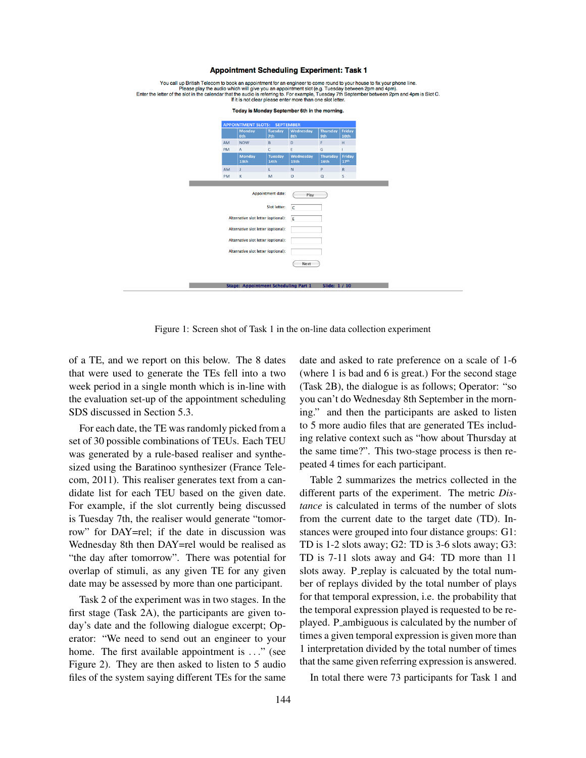# Appointment Scheduling Experiment: Task 1

You call up British Telecom to book an appointment for an engineer to come round to your house to fix your phone line.
Please play the audio which will give you an appointment slot (e.g. Tuesday between 2pm and 4pm).
Enter the letter of the slot in the calendar that the audio is referring to. For example, Tuesday 7th September between 2pm and 4pm is Slot C.
If it is not clear please enter more than one slot letter.

**Today is Monday September 6th in the morning.**

| APPOINTMENT SLOTS: SEPTEMBER | | | | | |
|---|---|---|---|---|---|
| | Monday 6th | Tuesday 7th | Wednesday 8th | Thursday 9th | Friday 10th |
| AM | NOW | B | D | F | H |
| PM | A | C | E | G | I |
| | Monday 13th | Tuesday 14th | Wednesday 15th | Thursday 16th | Friday 17th |
| AM | J | L | N | P | R |
| PM | K | M | O | Q | S |

Appointment date: Play

Slot letter: C

Alternative slot letter (optional): E

Alternative slot letter (optional):

Alternative slot letter (optional):

Alternative slot letter (optional):

Next

Stage: Appointment Scheduling Part 1 Slide: 1 / 10

Figure 1: Screen shot of Task 1 in the on-line data collection experiment

of a TE, and we report on this below. The 8 dates that were used to generate the TEs fell into a two week period in a single month which is in-line with the evaluation set-up of the appointment scheduling SDS discussed in Section 5.3.

For each date, the TE was randomly picked from a set of 30 possible combinations of TEUs. Each TEU was generated by a rule-based realiser and synthesized using the Baratinoo synthesizer (France Telecom, 2011). This realiser generates text from a candidate list for each TEU based on the given date. For example, if the slot currently being discussed is Tuesday 7th, the realiser would generate "tomorrow" for DAY=rel; if the date in discussion was Wednesday 8th then DAY=rel would be realised as "the day after tomorrow". There was potential for overlap of stimuli, as any given TE for any given date may be assessed by more than one participant.

Task 2 of the experiment was in two stages. In the first stage (Task 2A), the participants are given today's date and the following dialogue excerpt; Operator: "We need to send out an engineer to your home. The first available appointment is . . ." (see Figure 2). They are then asked to listen to 5 audio files of the system saying different TEs for the same date and asked to rate preference on a scale of 1-6 (where 1 is bad and 6 is great.) For the second stage (Task 2B), the dialogue is as follows; Operator: "so you can't do Wednesday 8th September in the morning." and then the participants are asked to listen to 5 more audio files that are generated TEs including relative context such as "how about Thursday at the same time?". This two-stage process is then repeated 4 times for each participant.

Table 2 summarizes the metrics collected in the different parts of the experiment. The metric *Distance* is calculated in terms of the number of slots from the current date to the target date (TD). Instances were grouped into four distance groups: G1: TD is 1-2 slots away; G2: TD is 3-6 slots away; G3: TD is 7-11 slots away and G4: TD more than 11 slots away. P_replay is calcuated by the total number of replays divided by the total number of plays for that temporal expression, i.e. the probability that the temporal expression played is requested to be replayed. P_ambiguous is calculated by the number of times a given temporal expression is given more than 1 interpretation divided by the total number of times that the same given referring expression is answered.

In total there were 73 participants for Task 1 and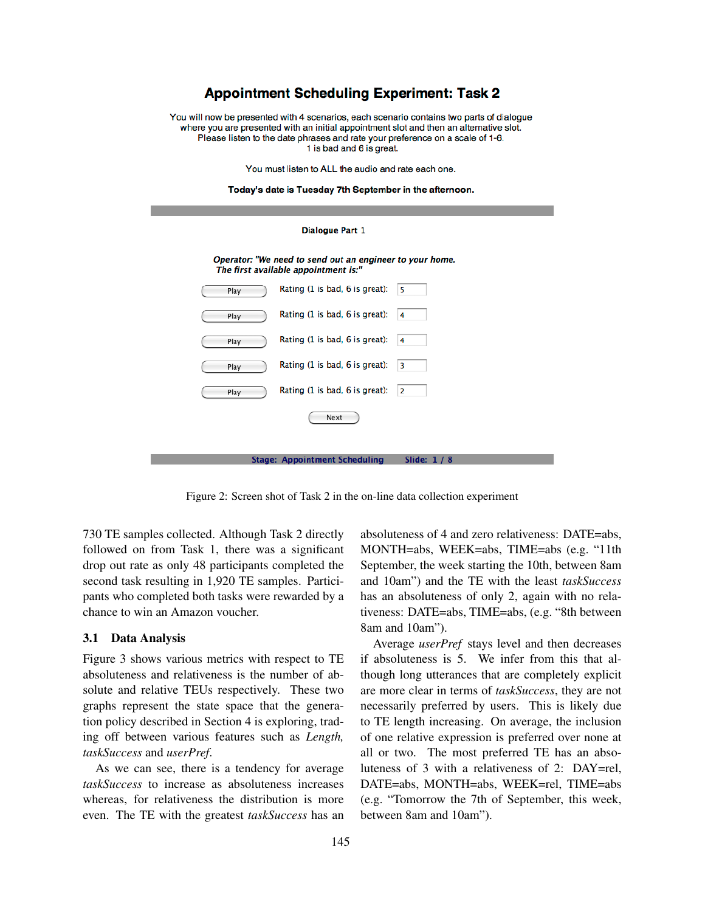## Appointment Scheduling Experiment: Task 2

You will now be presented with 4 scenarios, each scenario contains two parts of dialogue where you are presented with an initial appointment slot and then an alternative slot. Please listen to the date phrases and rate your preference on a scale of 1-6. 1 is bad and 6 is great.

You must listen to ALL the audio and rate each one.

**Today's date is Tuesday 7th September in the afternoon.**

**Dialogue Part 1**

***Operator: "We need to send out an engineer to your home. The first available appointment is:"***

| | | |
|---|---|---|
| Play | Rating (1 is bad, 6 is great): | 5 |
| Play | Rating (1 is bad, 6 is great): | 4 |
| Play | Rating (1 is bad, 6 is great): | 4 |
| Play | Rating (1 is bad, 6 is great): | 3 |
| Play | Rating (1 is bad, 6 is great): | 2 |

Next

**Stage: Appointment Scheduling Slide: 1 / 8**

Figure 2: Screen shot of Task 2 in the on-line data collection experiment

730 TE samples collected. Although Task 2 directly followed on from Task 1, there was a significant drop out rate as only 48 participants completed the second task resulting in 1,920 TE samples. Participants who completed both tasks were rewarded by a chance to win an Amazon voucher.

### 3.1 Data Analysis

Figure 3 shows various metrics with respect to TE absoluteness and relativeness is the number of absolute and relative TEUs respectively. These two graphs represent the state space that the generation policy described in Section 4 is exploring, trading off between various features such as *Length*, *taskSuccess* and *userPref*.

As we can see, there is a tendency for average *taskSuccess* to increase as absoluteness increases whereas, for relativeness the distribution is more even. The TE with the greatest *taskSuccess* has an absoluteness of 4 and zero relativeness: DATE=abs, MONTH=abs, WEEK=abs, TIME=abs (e.g. "11th September, the week starting the 10th, between 8am and 10am") and the TE with the least *taskSuccess* has an absoluteness of only 2, again with no relativeness: DATE=abs, TIME=abs, (e.g. "8th between 8am and 10am").

Average *userPref* stays level and then decreases if absoluteness is 5. We infer from this that although long utterances that are completely explicit are more clear in terms of *taskSuccess*, they are not necessarily preferred by users. This is likely due to TE length increasing. On average, the inclusion of one relative expression is preferred over none at all or two. The most preferred TE has an absoluteness of 3 with a relativeness of 2: DAY=rel, DATE=abs, MONTH=abs, WEEK=rel, TIME=abs (e.g. "Tomorrow the 7th of September, this week, between 8am and 10am").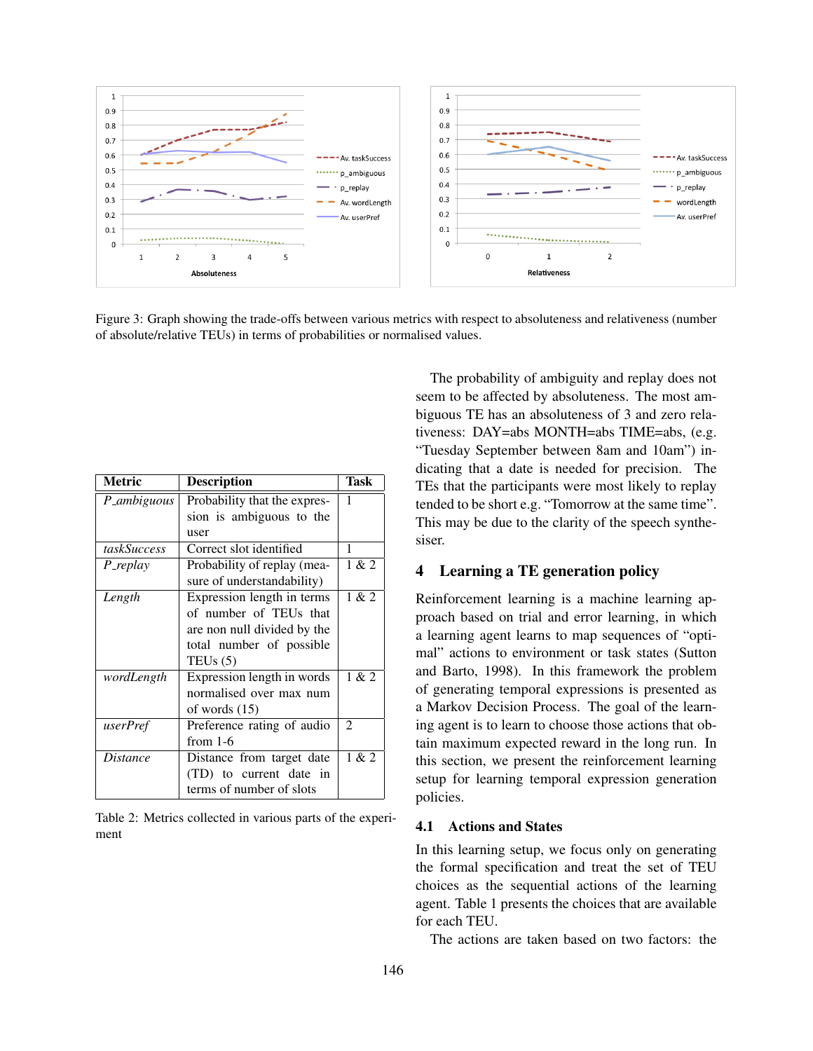Figure 3: Graph showing the trade-offs between various metrics with respect to absoluteness and relativeness (number of absolute/relative TEUs) in terms of probabilities or normalised values.

| Metric | Description | Task |
|---|---|---|
| *P_ambiguous* | Probability that the expression is ambiguous to the user | 1 |
| *taskSuccess* | Correct slot identified | 1 |
| *P_replay* | Probability of replay (measure of understandability) | 1 & 2 |
| *Length* | Expression length in terms of number of TEUs that are non null divided by the total number of possible TEUs (5) | 1 & 2 |
| *wordLength* | Expression length in words normalised over max num of words (15) | 1 & 2 |
| *userPref* | Preference rating of audio from 1-6 | 2 |
| *Distance* | Distance from target date (TD) to current date in terms of number of slots | 1 & 2 |

Table 2: Metrics collected in various parts of the experiment

The probability of ambiguity and replay does not seem to be affected by absoluteness. The most ambiguous TE has an absoluteness of 3 and zero relativeness: DAY=abs MONTH=abs TIME=abs, (e.g. "Tuesday September between 8am and 10am") indicating that a date is needed for precision. The TEs that the participants were most likely to replay tended to be short e.g. "Tomorrow at the same time". This may be due to the clarity of the speech synthesiser.

## 4 Learning a TE generation policy

Reinforcement learning is a machine learning approach based on trial and error learning, in which a learning agent learns to map sequences of "optimal" actions to environment or task states (Sutton and Barto, 1998). In this framework the problem of generating temporal expressions is presented as a Markov Decision Process. The goal of the learning agent is to learn to choose those actions that obtain maximum expected reward in the long run. In this section, we present the reinforcement learning setup for learning temporal expression generation policies.

### 4.1 Actions and States

In this learning setup, we focus only on generating the formal specification and treat the set of TEU choices as the sequential actions of the learning agent. Table 1 presents the choices that are available for each TEU.

The actions are taken based on two factors: the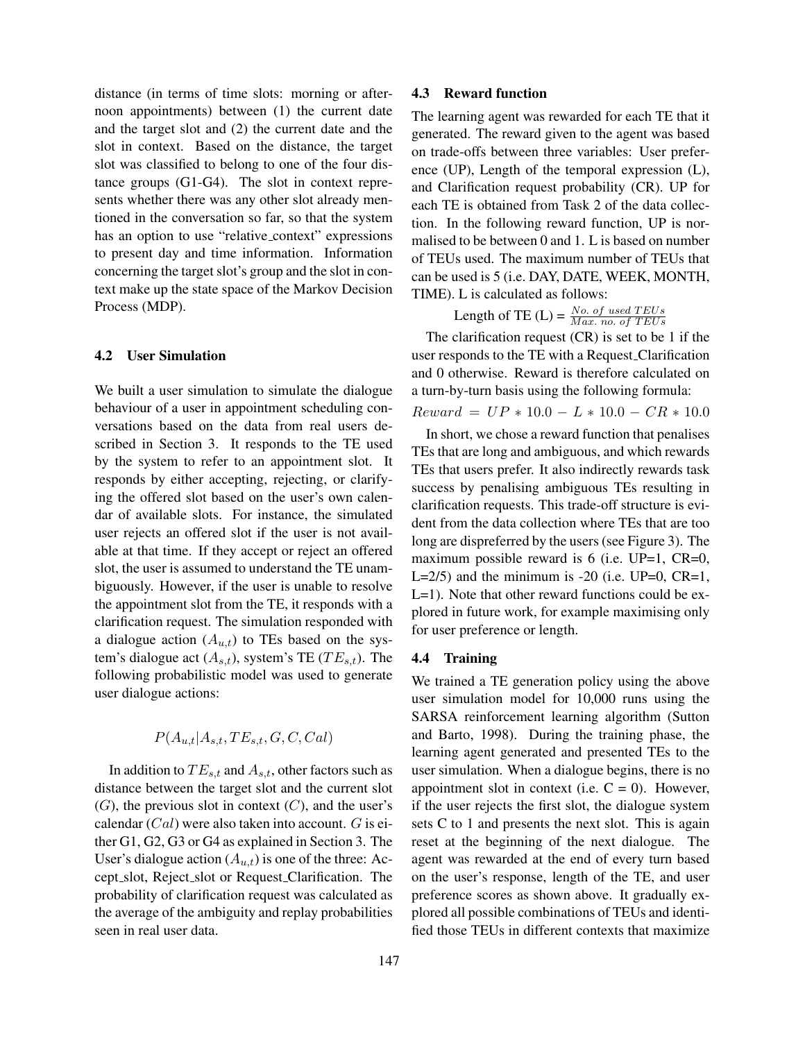distance (in terms of time slots: morning or afternoon appointments) between (1) the current date and the target slot and (2) the current date and the slot in context. Based on the distance, the target slot was classified to belong to one of the four distance groups (G1-G4). The slot in context represents whether there was any other slot already mentioned in the conversation so far, so that the system has an option to use "relative_context" expressions to present day and time information. Information concerning the target slot's group and the slot in context make up the state space of the Markov Decision Process (MDP).

### 4.2 User Simulation

We built a user simulation to simulate the dialogue behaviour of a user in appointment scheduling conversations based on the data from real users described in Section 3. It responds to the TE used by the system to refer to an appointment slot. It responds by either accepting, rejecting, or clarifying the offered slot based on the user's own calendar of available slots. For instance, the simulated user rejects an offered slot if the user is not available at that time. If they accept or reject an offered slot, the user is assumed to understand the TE unambiguously. However, if the user is unable to resolve the appointment slot from the TE, it responds with a clarification request. The simulation responded with a dialogue action ($A_{u,t}$) to TEs based on the system's dialogue act ($A_{s,t}$), system's TE ($TE_{s,t}$). The following probabilistic model was used to generate user dialogue actions:

$$P(A_{u,t}|A_{s,t}, TE_{s,t}, G, C, Cal)$$

In addition to $TE_{s,t}$ and $A_{s,t}$, other factors such as distance between the target slot and the current slot ($G$), the previous slot in context ($C$), and the user's calendar ($Cal$) were also taken into account. $G$ is either G1, G2, G3 or G4 as explained in Section 3. The User's dialogue action ($A_{u,t}$) is one of the three: Accept_slot, Reject_slot or Request_Clarification. The probability of clarification request was calculated as the average of the ambiguity and replay probabilities seen in real user data.

### 4.3 Reward function

The learning agent was rewarded for each TE that it generated. The reward given to the agent was based on trade-offs between three variables: User preference (UP), Length of the temporal expression (L), and Clarification request probability (CR). UP for each TE is obtained from Task 2 of the data collection. In the following reward function, UP is normalised to be between 0 and 1. L is based on number of TEUs used. The maximum number of TEUs that can be used is 5 (i.e. DAY, DATE, WEEK, MONTH, TIME). L is calculated as follows:

$$\text{Length of TE (L)} = \frac{No.\ of\ used\ TEUs}{Max.\ no.\ of\ TEUs}$$

The clarification request (CR) is set to be 1 if the user responds to the TE with a Request_Clarification and 0 otherwise. Reward is therefore calculated on a turn-by-turn basis using the following formula:

$$Reward = UP * 10.0 - L * 10.0 - CR * 10.0$$

In short, we chose a reward function that penalises TEs that are long and ambiguous, and which rewards TEs that users prefer. It also indirectly rewards task success by penalising ambiguous TEs resulting in clarification requests. This trade-off structure is evident from the data collection where TEs that are too long are dispreferred by the users (see Figure 3). The maximum possible reward is 6 (i.e. UP=1, CR=0, L=2/5) and the minimum is -20 (i.e. UP=0, CR=1, L=1). Note that other reward functions could be explored in future work, for example maximising only for user preference or length.

### 4.4 Training

We trained a TE generation policy using the above user simulation model for 10,000 runs using the SARSA reinforcement learning algorithm (Sutton and Barto, 1998). During the training phase, the learning agent generated and presented TEs to the user simulation. When a dialogue begins, there is no appointment slot in context (i.e. C = 0). However, if the user rejects the first slot, the dialogue system sets C to 1 and presents the next slot. This is again reset at the beginning of the next dialogue. The agent was rewarded at the end of every turn based on the user's response, length of the TE, and user preference scores as shown above. It gradually explored all possible combinations of TEUs and identified those TEUs in different contexts that maximize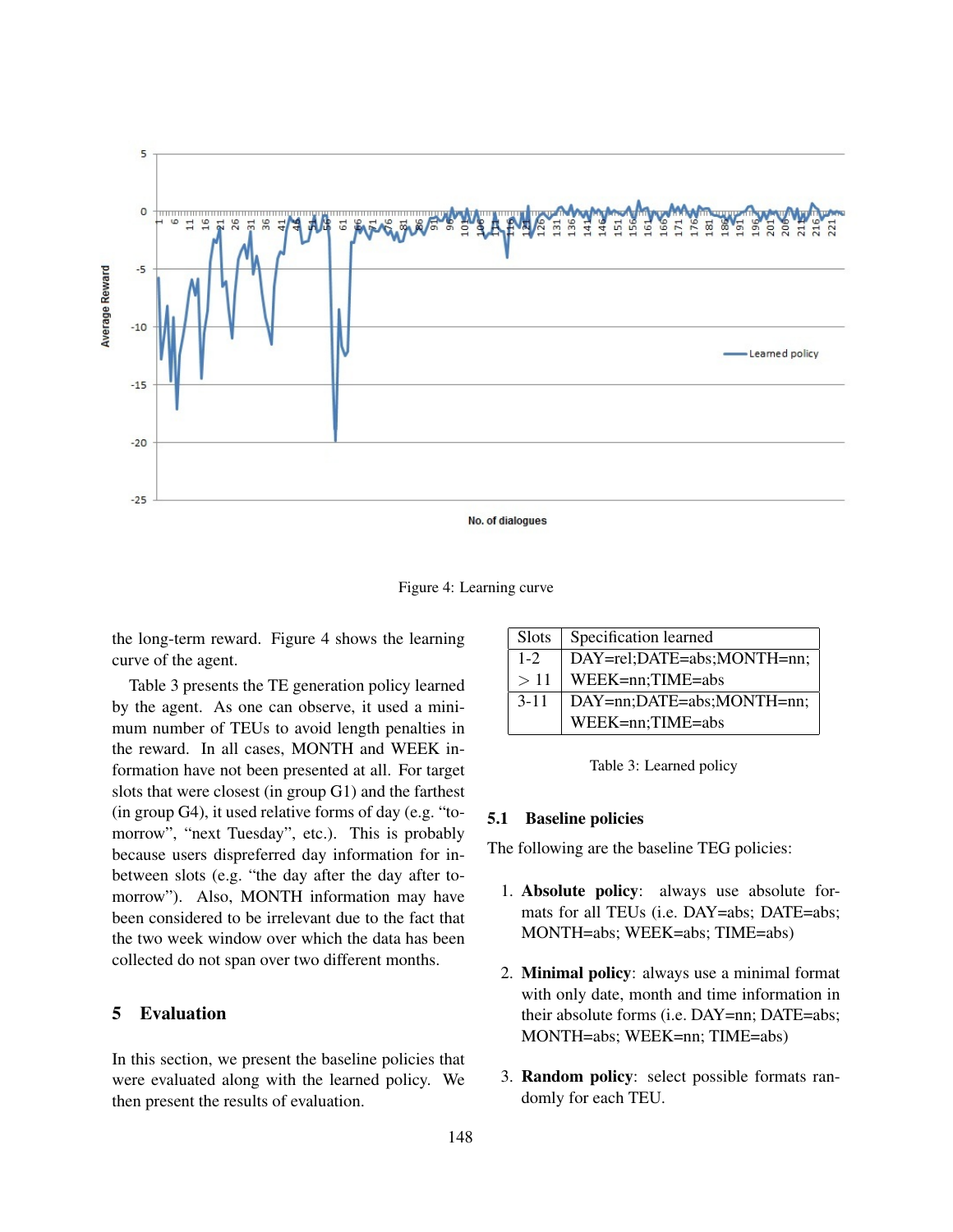Figure 4: Learning curve

the long-term reward. Figure 4 shows the learning curve of the agent.

Table 3 presents the TE generation policy learned by the agent. As one can observe, it used a minimum number of TEUs to avoid length penalties in the reward. In all cases, MONTH and WEEK information have not been presented at all. For target slots that were closest (in group G1) and the farthest (in group G4), it used relative forms of day (e.g. "tomorrow", "next Tuesday", etc.). This is probably because users dispreferred day information for in-between slots (e.g. "the day after the day after tomorrow"). Also, MONTH information may have been considered to be irrelevant due to the fact that the two week window over which the data has been collected do not span over two different months.

| Slots | Specification learned |
|---|---|
| 1-2<br>> 11 | DAY=rel;DATE=abs;MONTH=nn;<br>WEEK=nn;TIME=abs |
| 3-11 | DAY=nn;DATE=abs;MONTH=nn;<br>WEEK=nn;TIME=abs |

Table 3: Learned policy

## 5 Evaluation

In this section, we present the baseline policies that were evaluated along with the learned policy. We then present the results of evaluation.

### 5.1 Baseline policies

The following are the baseline TEG policies:

1. **Absolute policy**: always use absolute formats for all TEUs (i.e. DAY=abs; DATE=abs; MONTH=abs; WEEK=abs; TIME=abs)

2. **Minimal policy**: always use a minimal format with only date, month and time information in their absolute forms (i.e. DAY=nn; DATE=abs; MONTH=abs; WEEK=nn; TIME=abs)

3. **Random policy**: select possible formats randomly for each TEU.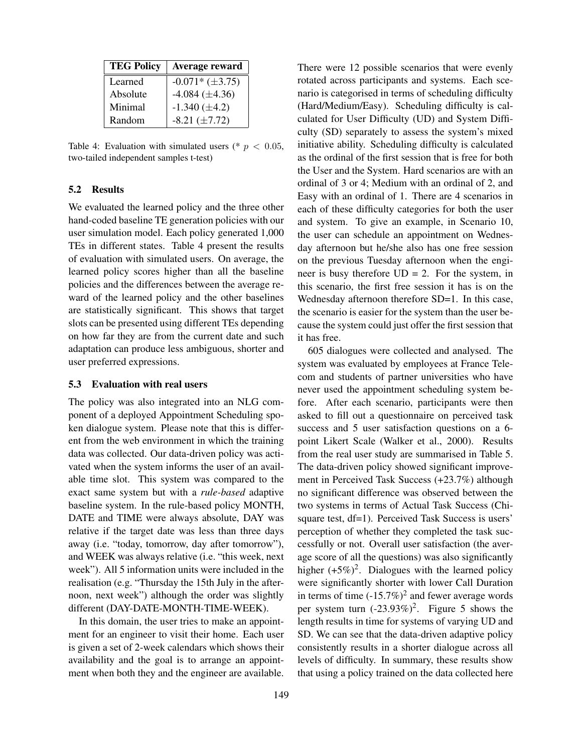| TEG Policy | Average reward |
|---|---|
| Learned | -0.071* (±3.75) |
| Absolute | -4.084 (±4.36) |
| Minimal | -1.340 (±4.2) |
| Random | -8.21 (±7.72) |

Table 4: Evaluation with simulated users (* $p < 0.05$, two-tailed independent samples t-test)

### 5.2 Results

We evaluated the learned policy and the three other hand-coded baseline TE generation policies with our user simulation model. Each policy generated 1,000 TEs in different states. Table 4 present the results of evaluation with simulated users. On average, the learned policy scores higher than all the baseline policies and the differences between the average reward of the learned policy and the other baselines are statistically significant. This shows that target slots can be presented using different TEs depending on how far they are from the current date and such adaptation can produce less ambiguous, shorter and user preferred expressions.

### 5.3 Evaluation with real users

The policy was also integrated into an NLG component of a deployed Appointment Scheduling spoken dialogue system. Please note that this is different from the web environment in which the training data was collected. Our data-driven policy was activated when the system informs the user of an available time slot. This system was compared to the exact same system but with a *rule-based* adaptive baseline system. In the rule-based policy MONTH, DATE and TIME were always absolute, DAY was relative if the target date was less than three days away (i.e. "today, tomorrow, day after tomorrow"), and WEEK was always relative (i.e. "this week, next week"). All 5 information units were included in the realisation (e.g. "Thursday the 15th July in the afternoon, next week") although the order was slightly different (DAY-DATE-MONTH-TIME-WEEK).

In this domain, the user tries to make an appointment for an engineer to visit their home. Each user is given a set of 2-week calendars which shows their availability and the goal is to arrange an appointment when both they and the engineer are available. There were 12 possible scenarios that were evenly rotated across participants and systems. Each scenario is categorised in terms of scheduling difficulty (Hard/Medium/Easy). Scheduling difficulty is calculated for User Difficulty (UD) and System Difficulty (SD) separately to assess the system's mixed initiative ability. Scheduling difficulty is calculated as the ordinal of the first session that is free for both the User and the System. Hard scenarios are with an ordinal of 3 or 4; Medium with an ordinal of 2, and Easy with an ordinal of 1. There are 4 scenarios in each of these difficulty categories for both the user and system. To give an example, in Scenario 10, the user can schedule an appointment on Wednesday afternoon but he/she also has one free session on the previous Tuesday afternoon when the engineer is busy therefore UD = 2. For the system, in this scenario, the first free session it has is on the Wednesday afternoon therefore SD=1. In this case, the scenario is easier for the system than the user because the system could just offer the first session that it has free.

605 dialogues were collected and analysed. The system was evaluated by employees at France Telecom and students of partner universities who have never used the appointment scheduling system before. After each scenario, participants were then asked to fill out a questionnaire on perceived task success and 5 user satisfaction questions on a 6-point Likert Scale (Walker et al., 2000). Results from the real user study are summarised in Table 5. The data-driven policy showed significant improvement in Perceived Task Success (+23.7%) although no significant difference was observed between the two systems in terms of Actual Task Success (Chi-square test, df=1). Perceived Task Success is users' perception of whether they completed the task successfully or not. Overall user satisfaction (the average score of all the questions) was also significantly higher (+5%)[2]. Dialogues with the learned policy were significantly shorter with lower Call Duration in terms of time (-15.7%)[2] and fewer average words per system turn (-23.93%)[2]. Figure 5 shows the length results in time for systems of varying UD and SD. We can see that the data-driven adaptive policy consistently results in a shorter dialogue across all levels of difficulty. In summary, these results show that using a policy trained on the data collected here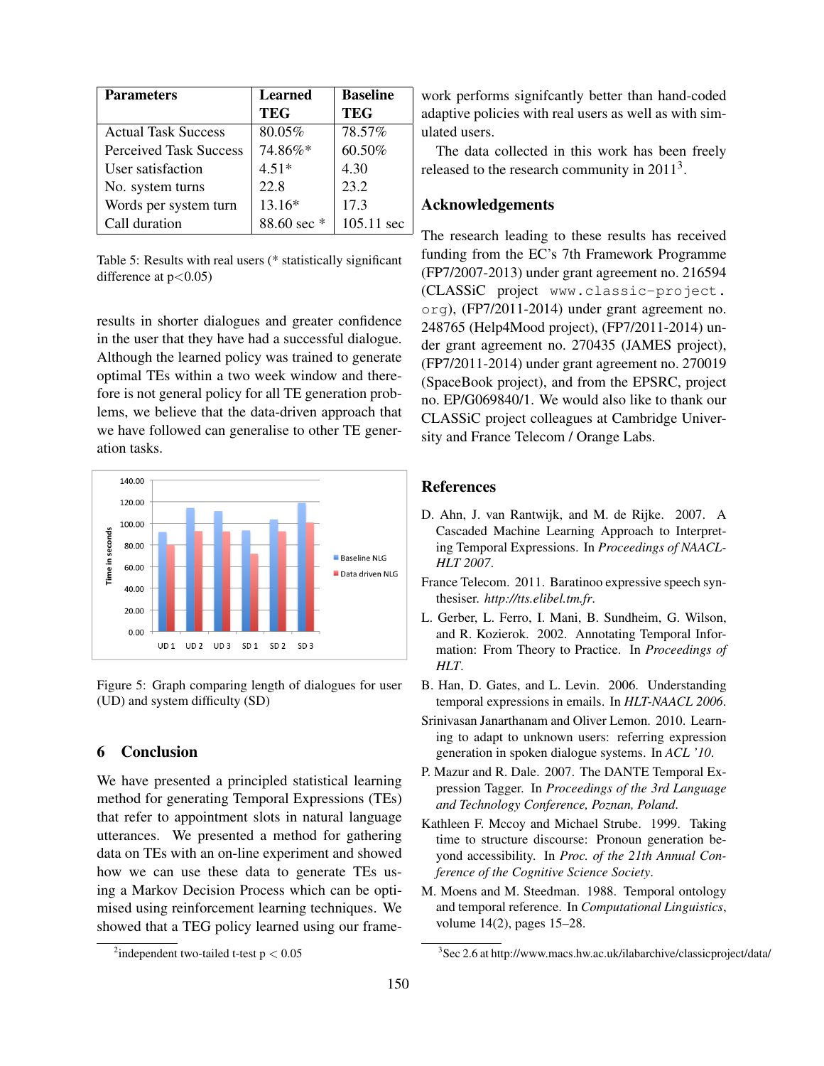| Parameters | Learned TEG | Baseline TEG |
|---|---|---|
| Actual Task Success | 80.05% | 78.57% |
| Perceived Task Success | 74.86%* | 60.50% |
| User satisfaction | 4.51* | 4.30 |
| No. system turns | 22.8 | 23.2 |
| Words per system turn | 13.16* | 17.3 |
| Call duration | 88.60 sec * | 105.11 sec |

Table 5: Results with real users (* statistically significant difference at $p<0.05$)

results in shorter dialogues and greater confidence in the user that they have had a successful dialogue. Although the learned policy was trained to generate optimal TEs within a two week window and therefore is not general policy for all TE generation problems, we believe that the data-driven approach that we have followed can generalise to other TE generation tasks.

Figure 5: Graph comparing length of dialogues for user (UD) and system difficulty (SD)

## 6 Conclusion

We have presented a principled statistical learning method for generating Temporal Expressions (TEs) that refer to appointment slots in natural language utterances. We presented a method for gathering data on TEs with an on-line experiment and showed how we can use these data to generate TEs using a Markov Decision Process which can be optimised using reinforcement learning techniques. We showed that a TEG policy learned using our framework performs signifcantly better than hand-coded adaptive policies with real users as well as with simulated users.

The data collected in this work has been freely released to the research community in 2011[3].

[2]independent two-tailed t-test $p < 0.05$

[3]Sec 2.6 at http://www.macs.hw.ac.uk/ilabarchive/classicproject/data/

## Acknowledgements

The research leading to these results has received funding from the EC's 7th Framework Programme (FP7/2007-2013) under grant agreement no. 216594 (CLASSiC project `www.classic-project.org`), (FP7/2011-2014) under grant agreement no. 248765 (Help4Mood project), (FP7/2011-2014) under grant agreement no. 270435 (JAMES project), (FP7/2011-2014) under grant agreement no. 270019 (SpaceBook project), and from the EPSRC, project no. EP/G069840/1. We would also like to thank our CLASSiC project colleagues at Cambridge University and France Telecom / Orange Labs.

## References

D. Ahn, J. van Rantwijk, and M. de Rijke. 2007. A Cascaded Machine Learning Approach to Interpreting Temporal Expressions. In *Proceedings of NAACL-HLT 2007*.

France Telecom. 2011. Baratinoo expressive speech synthesiser. *http://tts.elibel.tm.fr*.

L. Gerber, L. Ferro, I. Mani, B. Sundheim, G. Wilson, and R. Kozierok. 2002. Annotating Temporal Information: From Theory to Practice. In *Proceedings of HLT*.

B. Han, D. Gates, and L. Levin. 2006. Understanding temporal expressions in emails. In *HLT-NAACL 2006*.

Srinivasan Janarthanam and Oliver Lemon. 2010. Learning to adapt to unknown users: referring expression generation in spoken dialogue systems. In *ACL '10*.

P. Mazur and R. Dale. 2007. The DANTE Temporal Expression Tagger. In *Proceedings of the 3rd Language and Technology Conference, Poznan, Poland*.

Kathleen F. Mccoy and Michael Strube. 1999. Taking time to structure discourse: Pronoun generation beyond accessibility. In *Proc. of the 21th Annual Conference of the Cognitive Science Society*.

M. Moens and M. Steedman. 1988. Temporal ontology and temporal reference. In *Computational Linguistics*, volume 14(2), pages 15–28.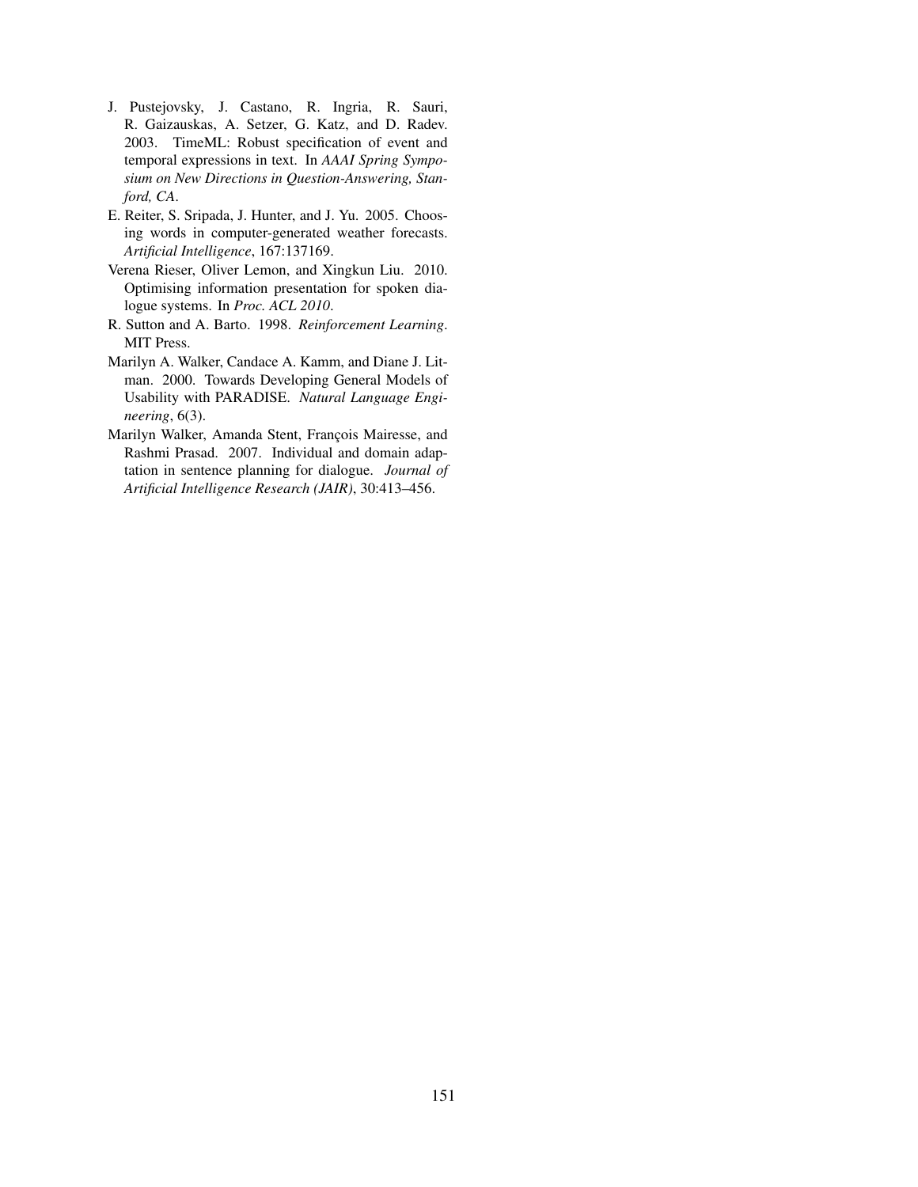J. Pustejovsky, J. Castano, R. Ingria, R. Sauri, R. Gaizauskas, A. Setzer, G. Katz, and D. Radev. 2003. TimeML: Robust specification of event and temporal expressions in text. In *AAAI Spring Symposium on New Directions in Question-Answering, Stanford, CA*.

E. Reiter, S. Sripada, J. Hunter, and J. Yu. 2005. Choosing words in computer-generated weather forecasts. *Artificial Intelligence*, 167:137169.

Verena Rieser, Oliver Lemon, and Xingkun Liu. 2010. Optimising information presentation for spoken dialogue systems. In *Proc. ACL 2010*.

R. Sutton and A. Barto. 1998. *Reinforcement Learning*. MIT Press.

Marilyn A. Walker, Candace A. Kamm, and Diane J. Litman. 2000. Towards Developing General Models of Usability with PARADISE. *Natural Language Engineering*, 6(3).

Marilyn Walker, Amanda Stent, François Mairesse, and Rashmi Prasad. 2007. Individual and domain adaptation in sentence planning for dialogue. *Journal of Artificial Intelligence Research (JAIR)*, 30:413–456.